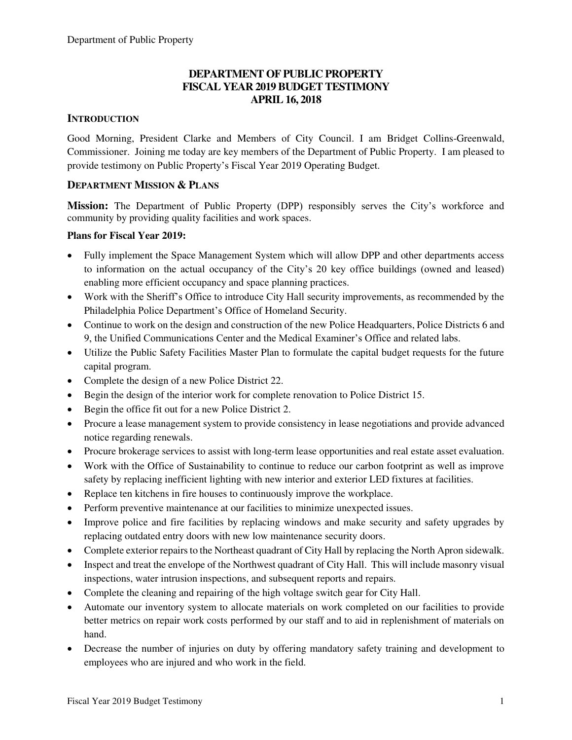# DEPARTMENT OF PUBLIC PROPERTY
# FISCAL YEAR 2019 BUDGET TESTIMONY
# APRIL 16, 2018

## INTRODUCTION

Good Morning, President Clarke and Members of City Council. I am Bridget Collins-Greenwald, Commissioner. Joining me today are key members of the Department of Public Property. I am pleased to provide testimony on Public Property's Fiscal Year 2019 Operating Budget.

## DEPARTMENT MISSION & PLANS

**Mission:** The Department of Public Property (DPP) responsibly serves the City's workforce and community by providing quality facilities and work spaces.

**Plans for Fiscal Year 2019:**

- Fully implement the Space Management System which will allow DPP and other departments access to information on the actual occupancy of the City's 20 key office buildings (owned and leased) enabling more efficient occupancy and space planning practices.
- Work with the Sheriff's Office to introduce City Hall security improvements, as recommended by the Philadelphia Police Department's Office of Homeland Security.
- Continue to work on the design and construction of the new Police Headquarters, Police Districts 6 and 9, the Unified Communications Center and the Medical Examiner's Office and related labs.
- Utilize the Public Safety Facilities Master Plan to formulate the capital budget requests for the future capital program.
- Complete the design of a new Police District 22.
- Begin the design of the interior work for complete renovation to Police District 15.
- Begin the office fit out for a new Police District 2.
- Procure a lease management system to provide consistency in lease negotiations and provide advanced notice regarding renewals.
- Procure brokerage services to assist with long-term lease opportunities and real estate asset evaluation.
- Work with the Office of Sustainability to continue to reduce our carbon footprint as well as improve safety by replacing inefficient lighting with new interior and exterior LED fixtures at facilities.
- Replace ten kitchens in fire houses to continuously improve the workplace.
- Perform preventive maintenance at our facilities to minimize unexpected issues.
- Improve police and fire facilities by replacing windows and make security and safety upgrades by replacing outdated entry doors with new low maintenance security doors.
- Complete exterior repairs to the Northeast quadrant of City Hall by replacing the North Apron sidewalk.
- Inspect and treat the envelope of the Northwest quadrant of City Hall. This will include masonry visual inspections, water intrusion inspections, and subsequent reports and repairs.
- Complete the cleaning and repairing of the high voltage switch gear for City Hall.
- Automate our inventory system to allocate materials on work completed on our facilities to provide better metrics on repair work costs performed by our staff and to aid in replenishment of materials on hand.
- Decrease the number of injuries on duty by offering mandatory safety training and development to employees who are injured and who work in the field.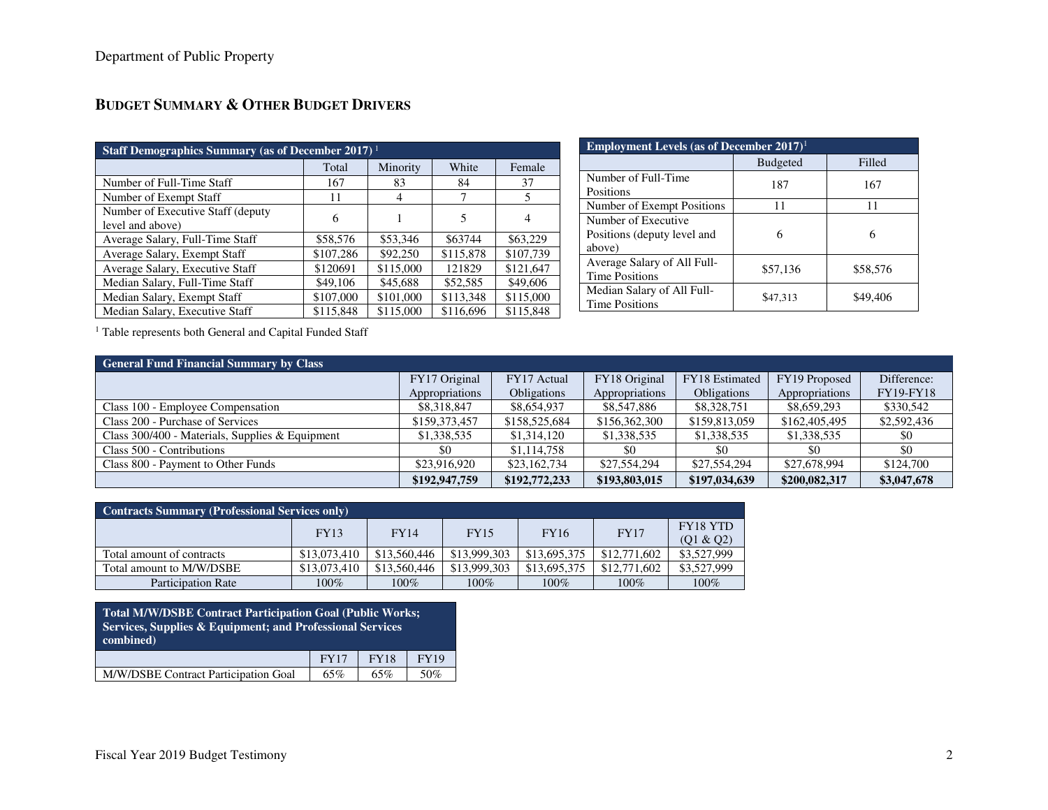# Department of Public Property

## BUDGET SUMMARY & OTHER BUDGET DRIVERS

| Staff Demographics Summary (as of December 2017) [1] | | | | |
|---|---|---|---|---|
| | Total | Minority | White | Female |
| Number of Full-Time Staff | 167 | 83 | 84 | 37 |
| Number of Exempt Staff | 11 | 4 | 7 | 5 |
| Number of Executive Staff (deputy level and above) | 6 | 1 | 5 | 4 |
| Average Salary, Full-Time Staff | $58,576 | $53,346 | $63744 | $63,229 |
| Average Salary, Exempt Staff | $107,286 | $92,250 | $115,878 | $107,739 |
| Average Salary, Executive Staff | $120691 | $115,000 | 121829 | $121,647 |
| Median Salary, Full-Time Staff | $49,106 | $45,688 | $52,585 | $49,606 |
| Median Salary, Exempt Staff | $107,000 | $101,000 | $113,348 | $115,000 |
| Median Salary, Executive Staff | $115,848 | $115,000 | $116,696 | $115,848 |

[1] Table represents both General and Capital Funded Staff

| Employment Levels (as of December 2017) [1] | | |
|---|---|---|
| | Budgeted | Filled |
| Number of Full-Time Positions | 187 | 167 |
| Number of Exempt Positions | 11 | 11 |
| Number of Executive Positions (deputy level and above) | 6 | 6 |
| Average Salary of All Full-Time Positions | $57,136 | $58,576 |
| Median Salary of All Full-Time Positions | $47,313 | $49,406 |

| General Fund Financial Summary by Class | | | | | | |
|---|---|---|---|---|---|---|
| | FY17 Original Appropriations | FY17 Actual Obligations | FY18 Original Appropriations | FY18 Estimated Obligations | FY19 Proposed Appropriations | Difference: FY19-FY18 |
| Class 100 - Employee Compensation | $8,318,847 | $8,654,937 | $8,547,886 | $8,328,751 | $8,659,293 | $330,542 |
| Class 200 - Purchase of Services | $159,373,457 | $158,525,684 | $156,362,300 | $159,813,059 | $162,405,495 | $2,592,436 |
| Class 300/400 - Materials, Supplies & Equipment | $1,338,535 | $1,314,120 | $1,338,535 | $1,338,535 | $1,338,535 | $0 |
| Class 500 - Contributions | $0 | $1,114,758 | $0 | $0 | $0 | $0 |
| Class 800 - Payment to Other Funds | $23,916,920 | $23,162,734 | $27,554,294 | $27,554,294 | $27,678,994 | $124,700 |
| | **$192,947,759** | **$192,772,233** | **$193,803,015** | **$197,034,639** | **$200,082,317** | **$3,047,678** |

| Contracts Summary (Professional Services only) | | | | | | |
|---|---|---|---|---|---|---|
| | FY13 | FY14 | FY15 | FY16 | FY17 | FY18 YTD (Q1 & Q2) |
| Total amount of contracts | $13,073,410 | $13,560,446 | $13,999,303 | $13,695,375 | $12,771,602 | $3,527,999 |
| Total amount to M/W/DSBE | $13,073,410 | $13,560,446 | $13,999,303 | $13,695,375 | $12,771,602 | $3,527,999 |
| Participation Rate | 100% | 100% | 100% | 100% | 100% | 100% |

| Total M/W/DSBE Contract Participation Goal (Public Works; Services, Supplies & Equipment; and Professional Services combined) | | | |
|---|---|---|---|
| | FY17 | FY18 | FY19 |
| M/W/DSBE Contract Participation Goal | 65% | 65% | 50% |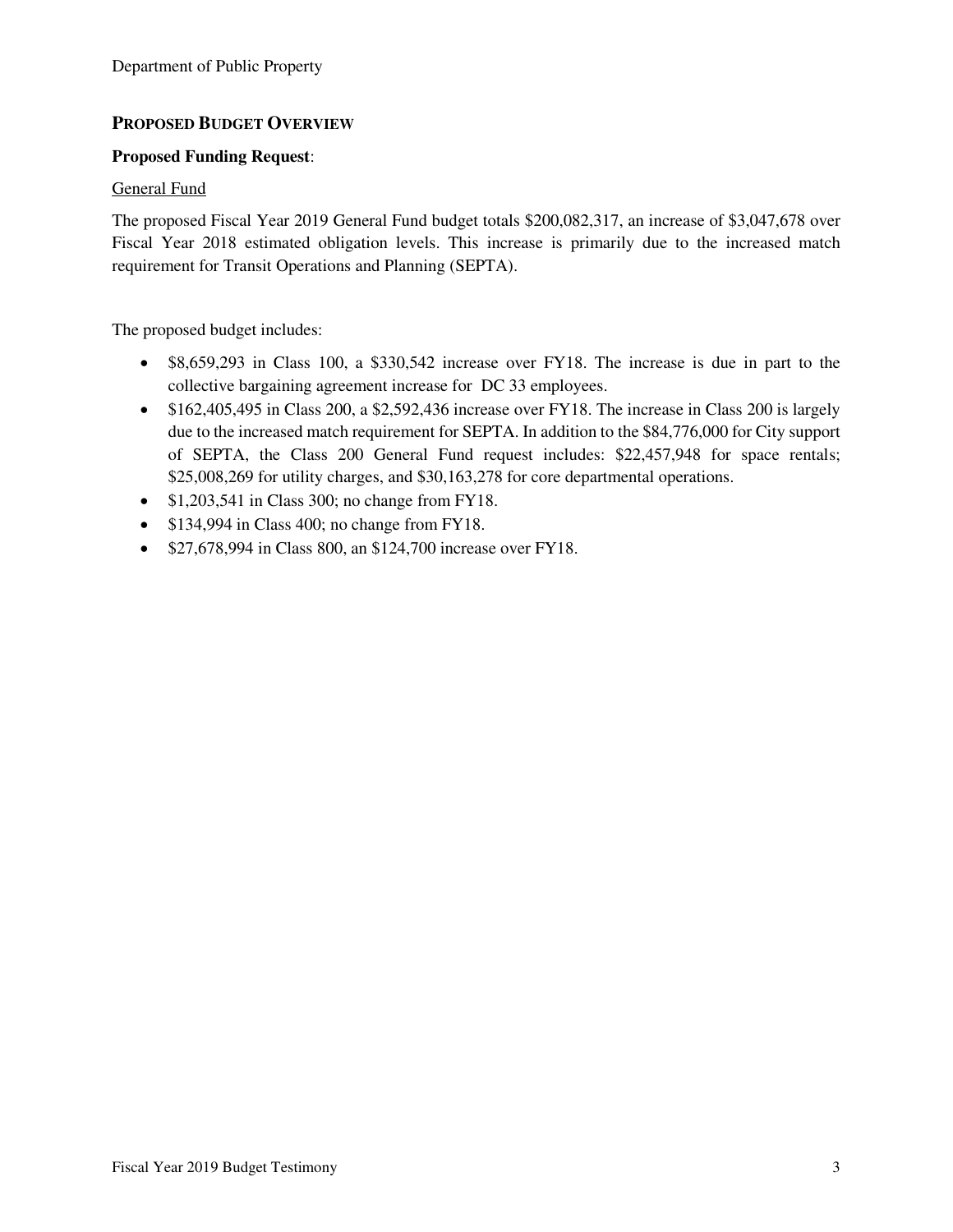## PROPOSED BUDGET OVERVIEW

**Proposed Funding Request**:

General Fund

The proposed Fiscal Year 2019 General Fund budget totals $200,082,317, an increase of $3,047,678 over Fiscal Year 2018 estimated obligation levels. This increase is primarily due to the increased match requirement for Transit Operations and Planning (SEPTA).

The proposed budget includes:

- $8,659,293 in Class 100, a $330,542 increase over FY18. The increase is due in part to the collective bargaining agreement increase for DC 33 employees.
- $162,405,495 in Class 200, a $2,592,436 increase over FY18. The increase in Class 200 is largely due to the increased match requirement for SEPTA. In addition to the $84,776,000 for City support of SEPTA, the Class 200 General Fund request includes: $22,457,948 for space rentals; $25,008,269 for utility charges, and $30,163,278 for core departmental operations.
- $1,203,541 in Class 300; no change from FY18.
- $134,994 in Class 400; no change from FY18.
- $27,678,994 in Class 800, an $124,700 increase over FY18.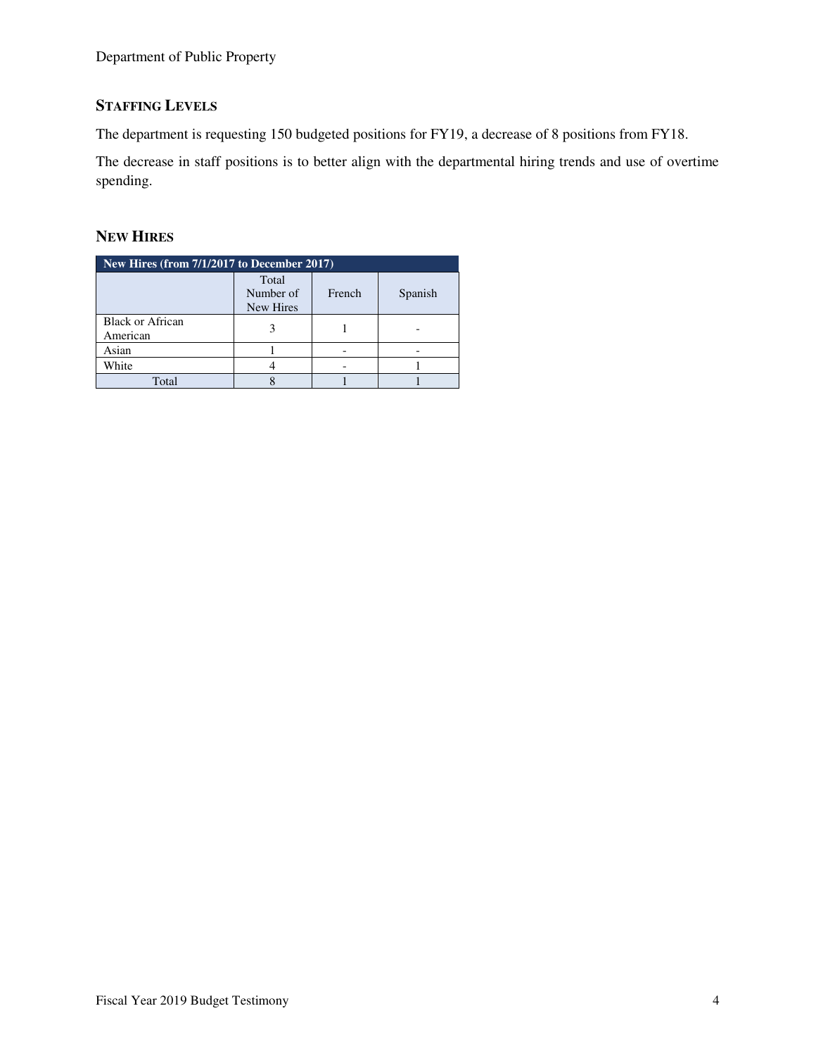## STAFFING LEVELS

The department is requesting 150 budgeted positions for FY19, a decrease of 8 positions from FY18.

The decrease in staff positions is to better align with the departmental hiring trends and use of overtime spending.

## NEW HIRES

| New Hires (from 7/1/2017 to December 2017) | | | |
|---|---|---|---|
| | Total Number of New Hires | French | Spanish |
| Black or African American | 3 | 1 | - |
| Asian | 1 | - | - |
| White | 4 | - | 1 |
| Total | 8 | 1 | 1 |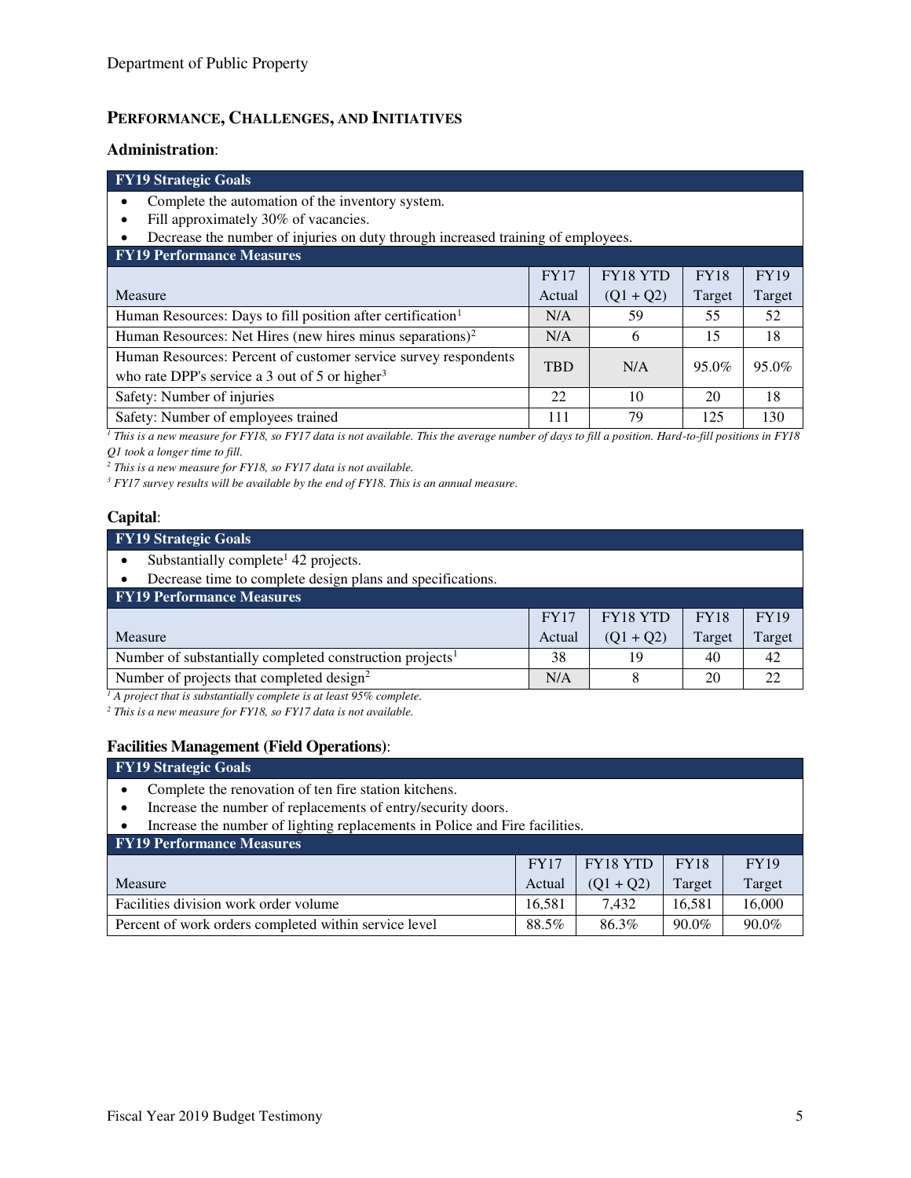## PERFORMANCE, CHALLENGES, AND INITIATIVES

### Administration:

**FY19 Strategic Goals**

- Complete the automation of the inventory system.
- Fill approximately 30% of vacancies.
- Decrease the number of injuries on duty through increased training of employees.

**FY19 Performance Measures**

| Measure | FY17 Actual | FY18 YTD (Q1 + Q2) | FY18 Target | FY19 Target |
|---|---|---|---|---|
| Human Resources: Days to fill position after certification[1] | N/A | 59 | 55 | 52 |
| Human Resources: Net Hires (new hires minus separations)[2] | N/A | 6 | 15 | 18 |
| Human Resources: Percent of customer service survey respondents who rate DPP's service a 3 out of 5 or higher[3] | TBD | N/A | 95.0% | 95.0% |
| Safety: Number of injuries | 22 | 10 | 20 | 18 |
| Safety: Number of employees trained | 111 | 79 | 125 | 130 |

*[1] This is a new measure for FY18, so FY17 data is not available. This the average number of days to fill a position. Hard-to-fill positions in FY18 Q1 took a longer time to fill.*
*[2] This is a new measure for FY18, so FY17 data is not available.*
*[3] FY17 survey results will be available by the end of FY18. This is an annual measure.*

### Capital:

**FY19 Strategic Goals**

- Substantially complete[1] 42 projects.
- Decrease time to complete design plans and specifications.

**FY19 Performance Measures**

| Measure | FY17 Actual | FY18 YTD (Q1 + Q2) | FY18 Target | FY19 Target |
|---|---|---|---|---|
| Number of substantially completed construction projects[1] | 38 | 19 | 40 | 42 |
| Number of projects that completed design[2] | N/A | 8 | 20 | 22 |

*[1] A project that is substantially complete is at least 95% complete.*
*[2] This is a new measure for FY18, so FY17 data is not available.*

### Facilities Management (Field Operations):

**FY19 Strategic Goals**

- Complete the renovation of ten fire station kitchens.
- Increase the number of replacements of entry/security doors.
- Increase the number of lighting replacements in Police and Fire facilities.

**FY19 Performance Measures**

| Measure | FY17 Actual | FY18 YTD (Q1 + Q2) | FY18 Target | FY19 Target |
|---|---|---|---|---|
| Facilities division work order volume | 16,581 | 7,432 | 16,581 | 16,000 |
| Percent of work orders completed within service level | 88.5% | 86.3% | 90.0% | 90.0% |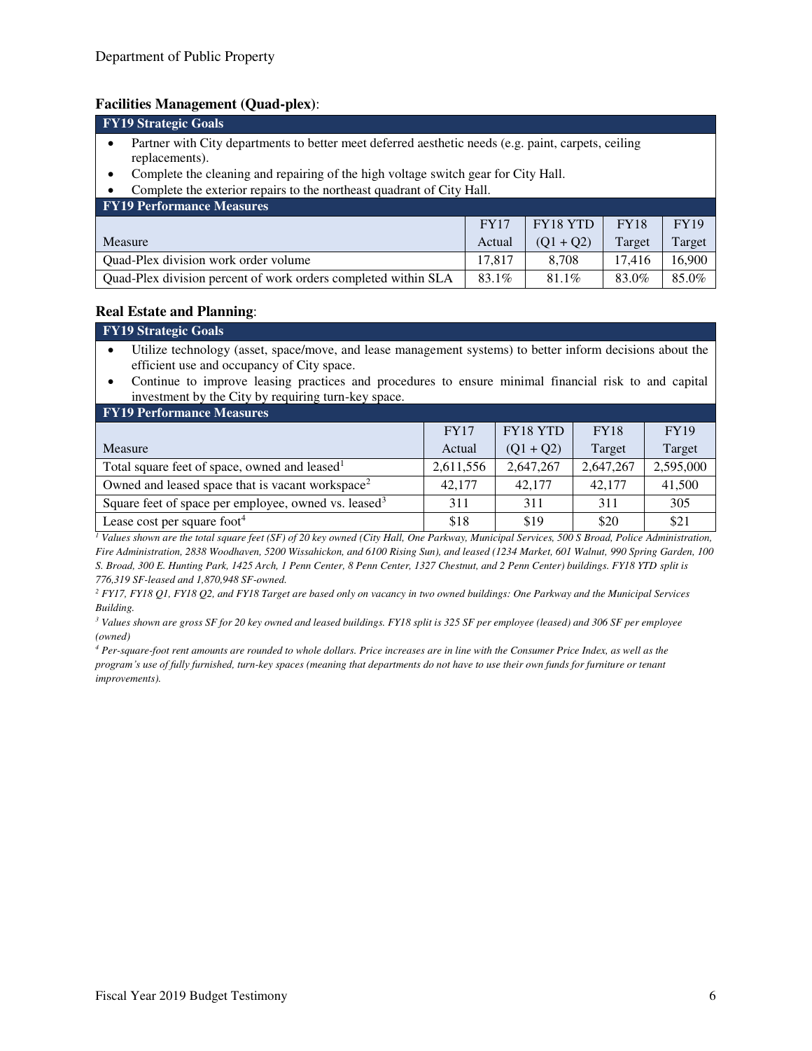### Facilities Management (Quad-plex):

**FY19 Strategic Goals**

- Partner with City departments to better meet deferred aesthetic needs (e.g. paint, carpets, ceiling replacements).
- Complete the cleaning and repairing of the high voltage switch gear for City Hall.
- Complete the exterior repairs to the northeast quadrant of City Hall.

**FY19 Performance Measures**

| Measure | FY17 Actual | FY18 YTD (Q1 + Q2) | FY18 Target | FY19 Target |
| --- | --- | --- | --- | --- |
| Quad-Plex division work order volume | 17,817 | 8,708 | 17,416 | 16,900 |
| Quad-Plex division percent of work orders completed within SLA | 83.1% | 81.1% | 83.0% | 85.0% |

### Real Estate and Planning:

**FY19 Strategic Goals**

- Utilize technology (asset, space/move, and lease management systems) to better inform decisions about the efficient use and occupancy of City space.
- Continue to improve leasing practices and procedures to ensure minimal financial risk to and capital investment by the City by requiring turn-key space.

**FY19 Performance Measures**

| Measure | FY17 Actual | FY18 YTD (Q1 + Q2) | FY18 Target | FY19 Target |
| --- | --- | --- | --- | --- |
| Total square feet of space, owned and leased[1] | 2,611,556 | 2,647,267 | 2,647,267 | 2,595,000 |
| Owned and leased space that is vacant workspace[2] | 42,177 | 42,177 | 42,177 | 41,500 |
| Square feet of space per employee, owned vs. leased[3] | 311 | 311 | 311 | 305 |
| Lease cost per square foot[4] | $18 | $19 | $20 | $21 |

*[1] Values shown are the total square feet (SF) of 20 key owned (City Hall, One Parkway, Municipal Services, 500 S Broad, Police Administration, Fire Administration, 2838 Woodhaven, 5200 Wissahickon, and 6100 Rising Sun), and leased (1234 Market, 601 Walnut, 990 Spring Garden, 100 S. Broad, 300 E. Hunting Park, 1425 Arch, 1 Penn Center, 8 Penn Center, 1327 Chestnut, and 2 Penn Center) buildings. FY18 YTD split is 776,319 SF-leased and 1,870,948 SF-owned.*

*[2] FY17, FY18 Q1, FY18 Q2, and FY18 Target are based only on vacancy in two owned buildings: One Parkway and the Municipal Services Building.*

*[3] Values shown are gross SF for 20 key owned and leased buildings. FY18 split is 325 SF per employee (leased) and 306 SF per employee (owned)*

*[4] Per-square-foot rent amounts are rounded to whole dollars. Price increases are in line with the Consumer Price Index, as well as the program's use of fully furnished, turn-key spaces (meaning that departments do not have to use their own funds for furniture or tenant improvements).*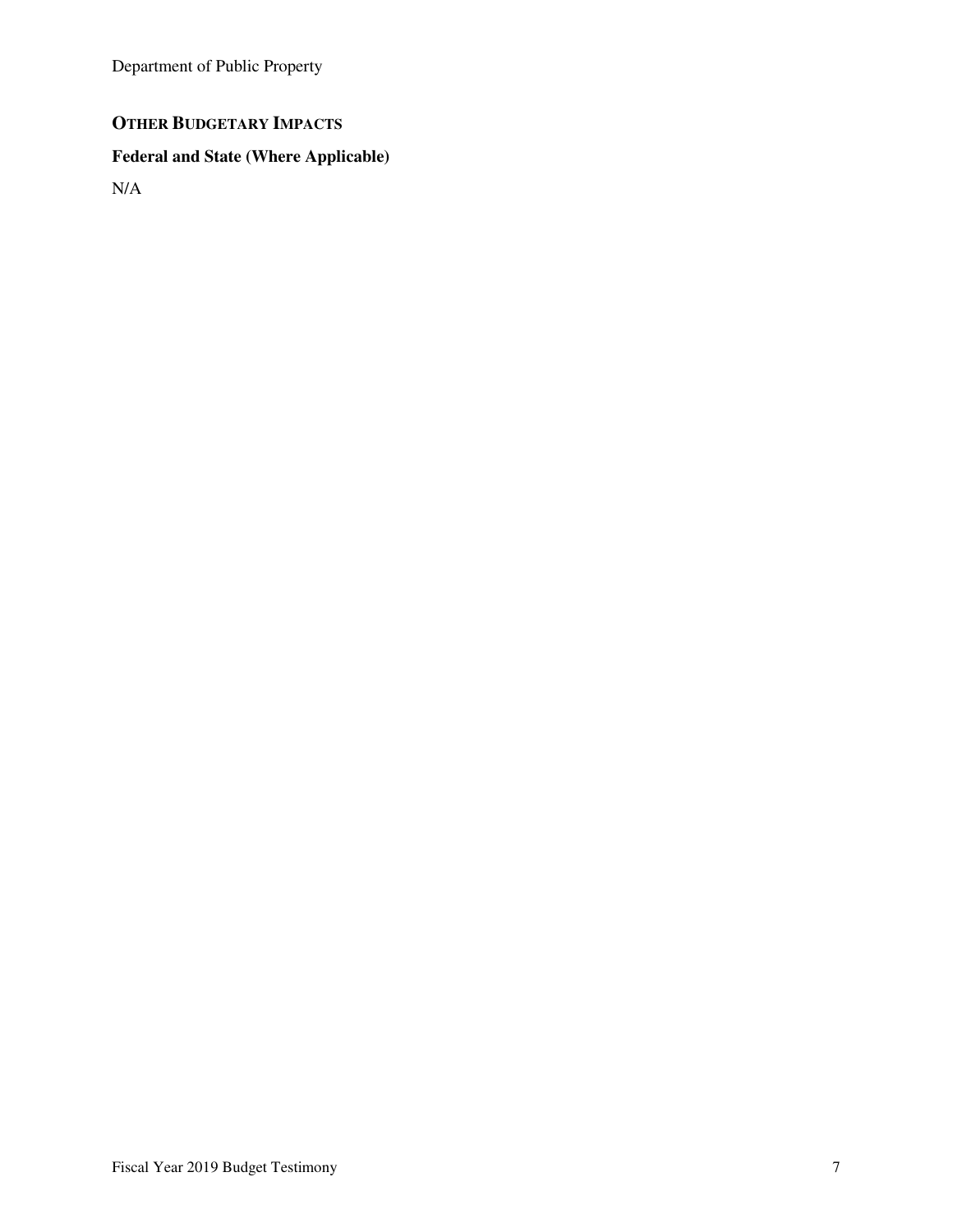## Other Budgetary Impacts

### Federal and State (Where Applicable)

N/A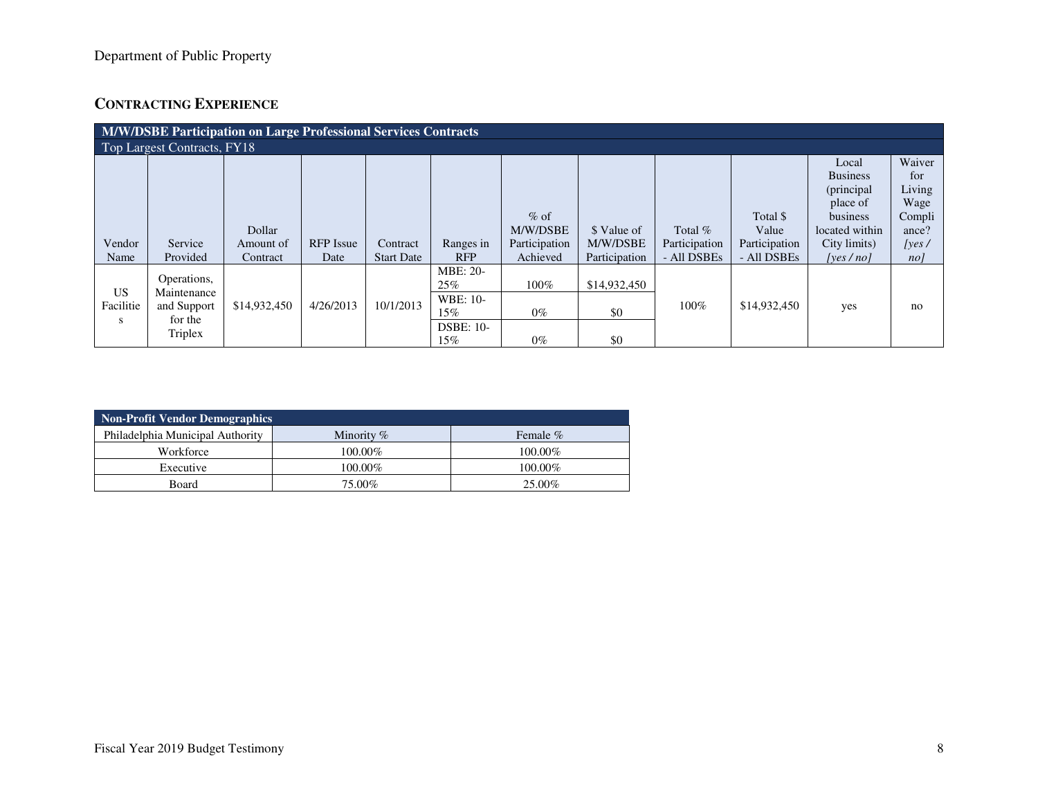Department of Public Property

## CONTRACTING EXPERIENCE

| **M/W/DSBE Participation on Large Professional Services Contracts** | | | | | | | | | | | |
|---|---|---|---|---|---|---|---|---|---|---|---|
| Top Largest Contracts, FY18 | | | | | | | | | | | |
| Vendor Name | Service Provided | Dollar Amount of Contract | RFP Issue Date | Contract Start Date | Ranges in RFP | % of M/W/DSBE Participation Achieved | $ Value of M/W/DSBE Participation | Total % Participation - All DSBEs | Total $ Value Participation - All DSBEs | Local Business (principal place of business located within City limits) *[yes / no]* | Waiver for Living Wage Compliance? *[yes / no]* |
| US Facilities | Operations, Maintenance and Support for the Triplex | $14,932,450 | 4/26/2013 | 10/1/2013 | MBE: 20-25% | 100% | $14,932,450 | 100% | $14,932,450 | yes | no |
| | | | | | WBE: 10-15% | 0% | $0 | | | | |
| | | | | | DSBE: 10-15% | 0% | $0 | | | | |

| **Non-Profit Vendor Demographics** | | |
|---|---|---|
| Philadelphia Municipal Authority | Minority % | Female % |
| Workforce | 100.00% | 100.00% |
| Executive | 100.00% | 100.00% |
| Board | 75.00% | 25.00% |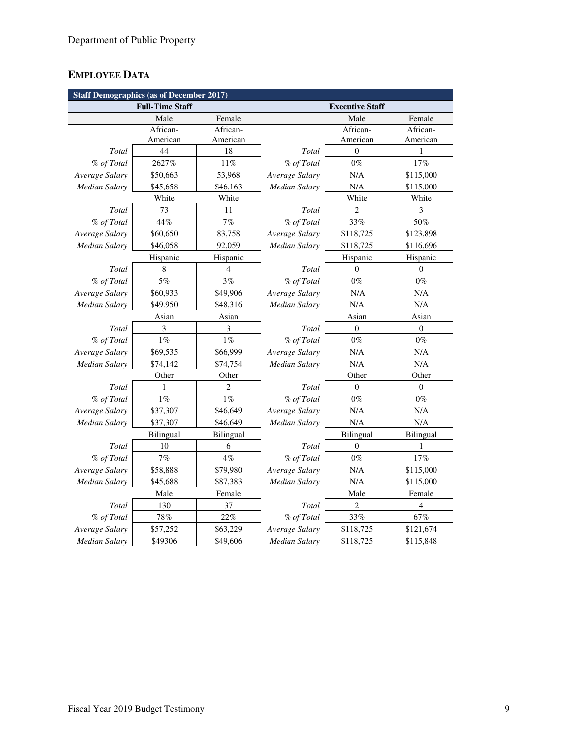Department of Public Property

## EMPLOYEE DATA

| Staff Demographics (as of December 2017) | | | | | |
|---|---|---|---|---|---|
| Full-Time Staff | | | Executive Staff | | |
| | Male | Female | | Male | Female |
| | African-American | African-American | | African-American | African-American |
| *Total* | 44 | 18 | *Total* | 0 | 1 |
| *% of Total* | 2627% | 11% | *% of Total* | 0% | 17% |
| *Average Salary* | $50,663 | 53,968 | *Average Salary* | N/A | $115,000 |
| *Median Salary* | $45,658 | $46,163 | *Median Salary* | N/A | $115,000 |
| | White | White | | White | White |
| *Total* | 73 | 11 | *Total* | 2 | 3 |
| *% of Total* | 44% | 7% | *% of Total* | 33% | 50% |
| *Average Salary* | $60,650 | 83,758 | *Average Salary* | $118,725 | $123,898 |
| *Median Salary* | $46,058 | 92,059 | *Median Salary* | $118,725 | $116,696 |
| | Hispanic | Hispanic | | Hispanic | Hispanic |
| *Total* | 8 | 4 | *Total* | 0 | 0 |
| *% of Total* | 5% | 3% | *% of Total* | 0% | 0% |
| *Average Salary* | $60,933 | $49,906 | *Average Salary* | N/A | N/A |
| *Median Salary* | $49.950 | $48,316 | *Median Salary* | N/A | N/A |
| | Asian | Asian | | Asian | Asian |
| *Total* | 3 | 3 | *Total* | 0 | 0 |
| *% of Total* | 1% | 1% | *% of Total* | 0% | 0% |
| *Average Salary* | $69,535 | $66,999 | *Average Salary* | N/A | N/A |
| *Median Salary* | $74,142 | $74,754 | *Median Salary* | N/A | N/A |
| | Other | Other | | Other | Other |
| *Total* | 1 | 2 | *Total* | 0 | 0 |
| *% of Total* | 1% | 1% | *% of Total* | 0% | 0% |
| *Average Salary* | $37,307 | $46,649 | *Average Salary* | N/A | N/A |
| *Median Salary* | $37,307 | $46,649 | *Median Salary* | N/A | N/A |
| | Bilingual | Bilingual | | Bilingual | Bilingual |
| *Total* | 10 | 6 | *Total* | 0 | 1 |
| *% of Total* | 7% | 4% | *% of Total* | 0% | 17% |
| *Average Salary* | $58,888 | $79,980 | *Average Salary* | N/A | $115,000 |
| *Median Salary* | $45,688 | $87,383 | *Median Salary* | N/A | $115,000 |
| | Male | Female | | Male | Female |
| *Total* | 130 | 37 | *Total* | 2 | 4 |
| *% of Total* | 78% | 22% | *% of Total* | 33% | 67% |
| *Average Salary* | $57,252 | $63,229 | *Average Salary* | $118,725 | $121,674 |
| *Median Salary* | $49306 | $49,606 | *Median Salary* | $118,725 | $115,848 |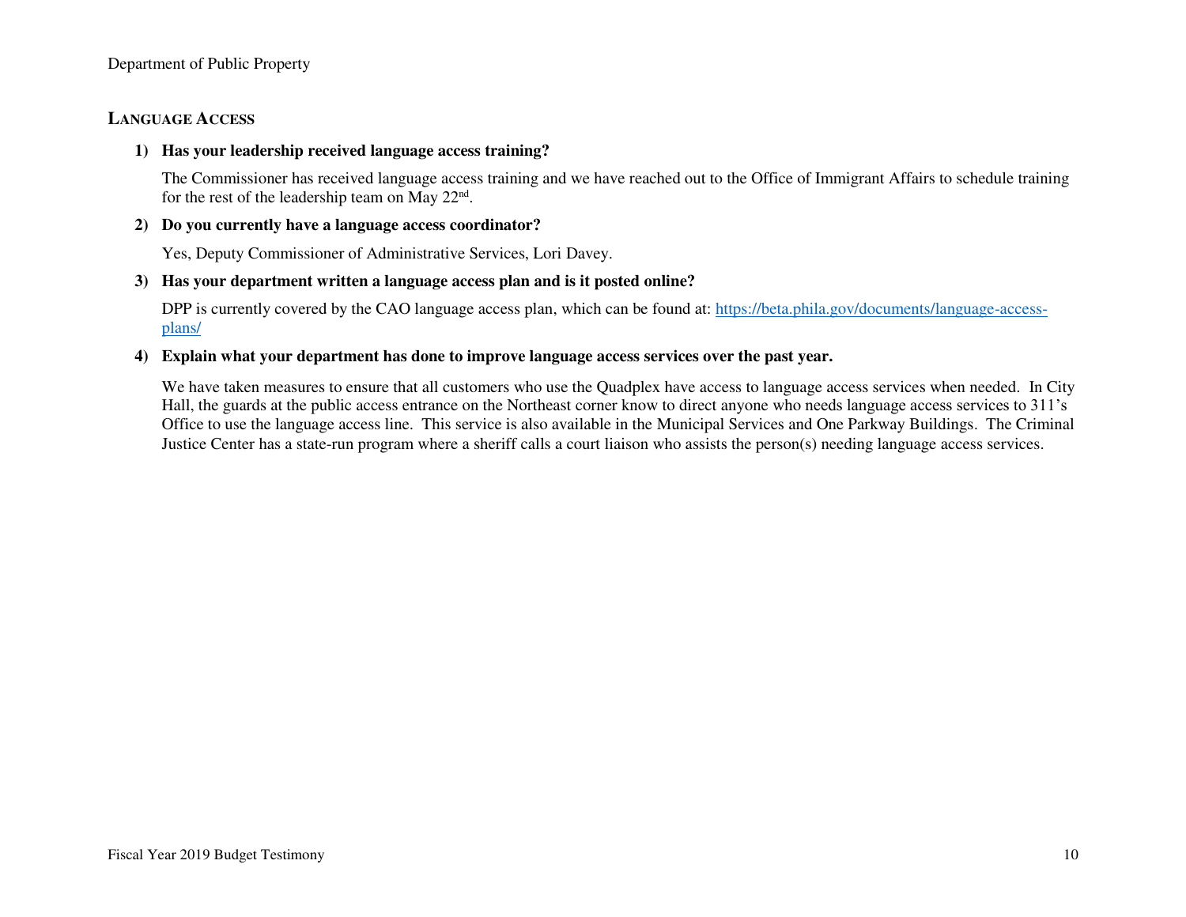## LANGUAGE ACCESS

1) **Has your leadership received language access training?**

   The Commissioner has received language access training and we have reached out to the Office of Immigrant Affairs to schedule training for the rest of the leadership team on May 22nd.

2) **Do you currently have a language access coordinator?**

   Yes, Deputy Commissioner of Administrative Services, Lori Davey.

3) **Has your department written a language access plan and is it posted online?**

   DPP is currently covered by the CAO language access plan, which can be found at: https://beta.phila.gov/documents/language-access-plans/

4) **Explain what your department has done to improve language access services over the past year.**

   We have taken measures to ensure that all customers who use the Quadplex have access to language access services when needed. In City Hall, the guards at the public access entrance on the Northeast corner know to direct anyone who needs language access services to 311's Office to use the language access line. This service is also available in the Municipal Services and One Parkway Buildings. The Criminal Justice Center has a state-run program where a sheriff calls a court liaison who assists the person(s) needing language access services.